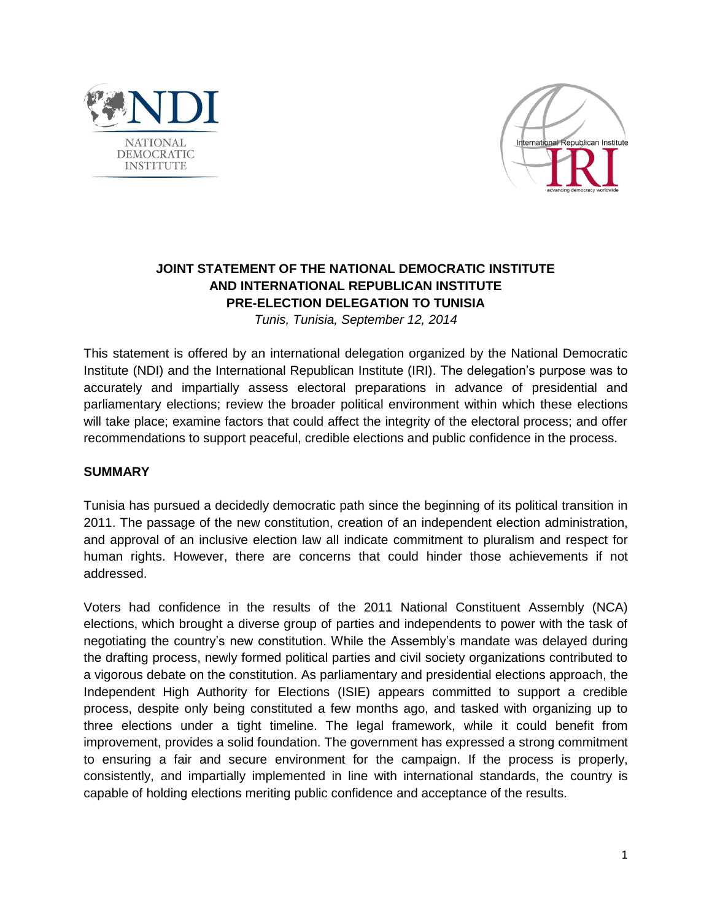# JOINT STATEMENT OF THE NATIONAL DEMOCRATIC INSTITUTE AND INTERNATIONAL REPUBLICAN INSTITUTE PRE-ELECTION DELEGATION TO TUNISIA

*Tunis, Tunisia, September 12, 2014*

This statement is offered by an international delegation organized by the National Democratic Institute (NDI) and the International Republican Institute (IRI). The delegation's purpose was to accurately and impartially assess electoral preparations in advance of presidential and parliamentary elections; review the broader political environment within which these elections will take place; examine factors that could affect the integrity of the electoral process; and offer recommendations to support peaceful, credible elections and public confidence in the process.

## SUMMARY

Tunisia has pursued a decidedly democratic path since the beginning of its political transition in 2011. The passage of the new constitution, creation of an independent election administration, and approval of an inclusive election law all indicate commitment to pluralism and respect for human rights. However, there are concerns that could hinder those achievements if not addressed.

Voters had confidence in the results of the 2011 National Constituent Assembly (NCA) elections, which brought a diverse group of parties and independents to power with the task of negotiating the country's new constitution. While the Assembly's mandate was delayed during the drafting process, newly formed political parties and civil society organizations contributed to a vigorous debate on the constitution. As parliamentary and presidential elections approach, the Independent High Authority for Elections (ISIE) appears committed to support a credible process, despite only being constituted a few months ago, and tasked with organizing up to three elections under a tight timeline. The legal framework, while it could benefit from improvement, provides a solid foundation. The government has expressed a strong commitment to ensuring a fair and secure environment for the campaign. If the process is properly, consistently, and impartially implemented in line with international standards, the country is capable of holding elections meriting public confidence and acceptance of the results.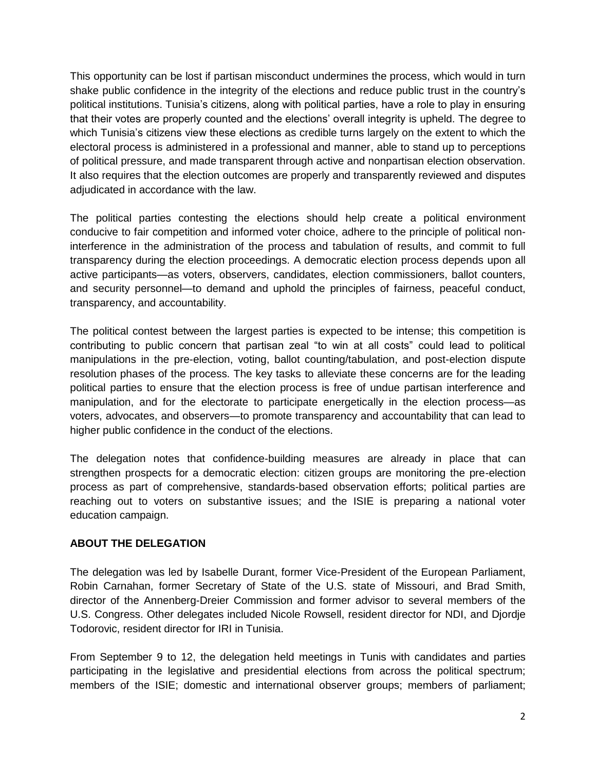This opportunity can be lost if partisan misconduct undermines the process, which would in turn shake public confidence in the integrity of the elections and reduce public trust in the country's political institutions. Tunisia's citizens, along with political parties, have a role to play in ensuring that their votes are properly counted and the elections' overall integrity is upheld. The degree to which Tunisia's citizens view these elections as credible turns largely on the extent to which the electoral process is administered in a professional and manner, able to stand up to perceptions of political pressure, and made transparent through active and nonpartisan election observation. It also requires that the election outcomes are properly and transparently reviewed and disputes adjudicated in accordance with the law.

The political parties contesting the elections should help create a political environment conducive to fair competition and informed voter choice, adhere to the principle of political non-interference in the administration of the process and tabulation of results, and commit to full transparency during the election proceedings. A democratic election process depends upon all active participants—as voters, observers, candidates, election commissioners, ballot counters, and security personnel—to demand and uphold the principles of fairness, peaceful conduct, transparency, and accountability.

The political contest between the largest parties is expected to be intense; this competition is contributing to public concern that partisan zeal "to win at all costs" could lead to political manipulations in the pre-election, voting, ballot counting/tabulation, and post-election dispute resolution phases of the process. The key tasks to alleviate these concerns are for the leading political parties to ensure that the election process is free of undue partisan interference and manipulation, and for the electorate to participate energetically in the election process—as voters, advocates, and observers—to promote transparency and accountability that can lead to higher public confidence in the conduct of the elections.

The delegation notes that confidence-building measures are already in place that can strengthen prospects for a democratic election: citizen groups are monitoring the pre-election process as part of comprehensive, standards-based observation efforts; political parties are reaching out to voters on substantive issues; and the ISIE is preparing a national voter education campaign.

## ABOUT THE DELEGATION

The delegation was led by Isabelle Durant, former Vice-President of the European Parliament, Robin Carnahan, former Secretary of State of the U.S. state of Missouri, and Brad Smith, director of the Annenberg-Dreier Commission and former advisor to several members of the U.S. Congress. Other delegates included Nicole Rowsell, resident director for NDI, and Djordje Todorovic, resident director for IRI in Tunisia.

From September 9 to 12, the delegation held meetings in Tunis with candidates and parties participating in the legislative and presidential elections from across the political spectrum; members of the ISIE; domestic and international observer groups; members of parliament;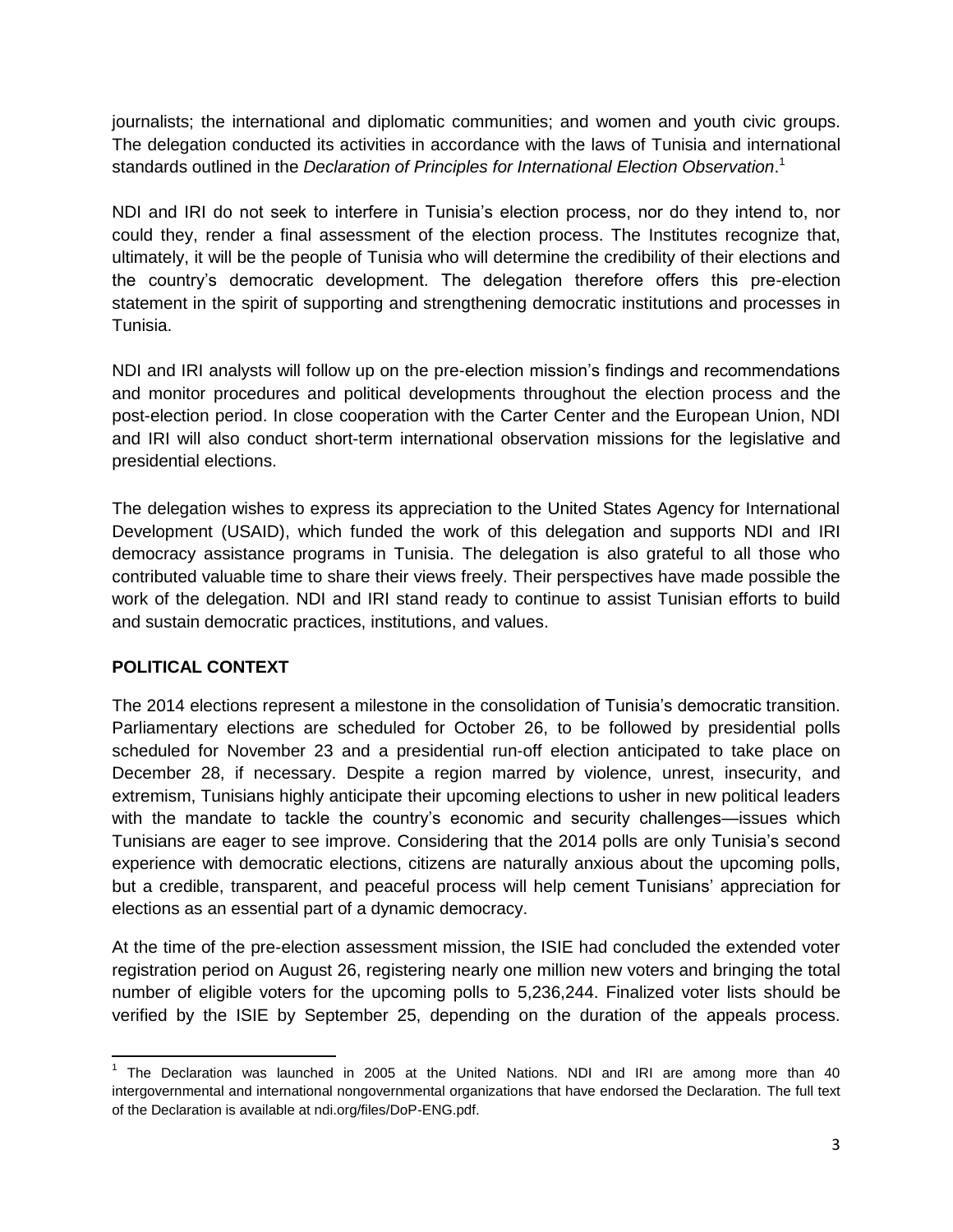journalists; the international and diplomatic communities; and women and youth civic groups. The delegation conducted its activities in accordance with the laws of Tunisia and international standards outlined in the *Declaration of Principles for International Election Observation*.[1]

NDI and IRI do not seek to interfere in Tunisia's election process, nor do they intend to, nor could they, render a final assessment of the election process. The Institutes recognize that, ultimately, it will be the people of Tunisia who will determine the credibility of their elections and the country's democratic development. The delegation therefore offers this pre-election statement in the spirit of supporting and strengthening democratic institutions and processes in Tunisia.

NDI and IRI analysts will follow up on the pre-election mission's findings and recommendations and monitor procedures and political developments throughout the election process and the post-election period. In close cooperation with the Carter Center and the European Union, NDI and IRI will also conduct short-term international observation missions for the legislative and presidential elections.

The delegation wishes to express its appreciation to the United States Agency for International Development (USAID), which funded the work of this delegation and supports NDI and IRI democracy assistance programs in Tunisia. The delegation is also grateful to all those who contributed valuable time to share their views freely. Their perspectives have made possible the work of the delegation. NDI and IRI stand ready to continue to assist Tunisian efforts to build and sustain democratic practices, institutions, and values.

## POLITICAL CONTEXT

The 2014 elections represent a milestone in the consolidation of Tunisia's democratic transition. Parliamentary elections are scheduled for October 26, to be followed by presidential polls scheduled for November 23 and a presidential run-off election anticipated to take place on December 28, if necessary. Despite a region marred by violence, unrest, insecurity, and extremism, Tunisians highly anticipate their upcoming elections to usher in new political leaders with the mandate to tackle the country's economic and security challenges—issues which Tunisians are eager to see improve. Considering that the 2014 polls are only Tunisia's second experience with democratic elections, citizens are naturally anxious about the upcoming polls, but a credible, transparent, and peaceful process will help cement Tunisians' appreciation for elections as an essential part of a dynamic democracy.

At the time of the pre-election assessment mission, the ISIE had concluded the extended voter registration period on August 26, registering nearly one million new voters and bringing the total number of eligible voters for the upcoming polls to 5,236,244. Finalized voter lists should be verified by the ISIE by September 25, depending on the duration of the appeals process.

[1] The Declaration was launched in 2005 at the United Nations. NDI and IRI are among more than 40 intergovernmental and international nongovernmental organizations that have endorsed the Declaration. The full text of the Declaration is available at ndi.org/files/DoP-ENG.pdf.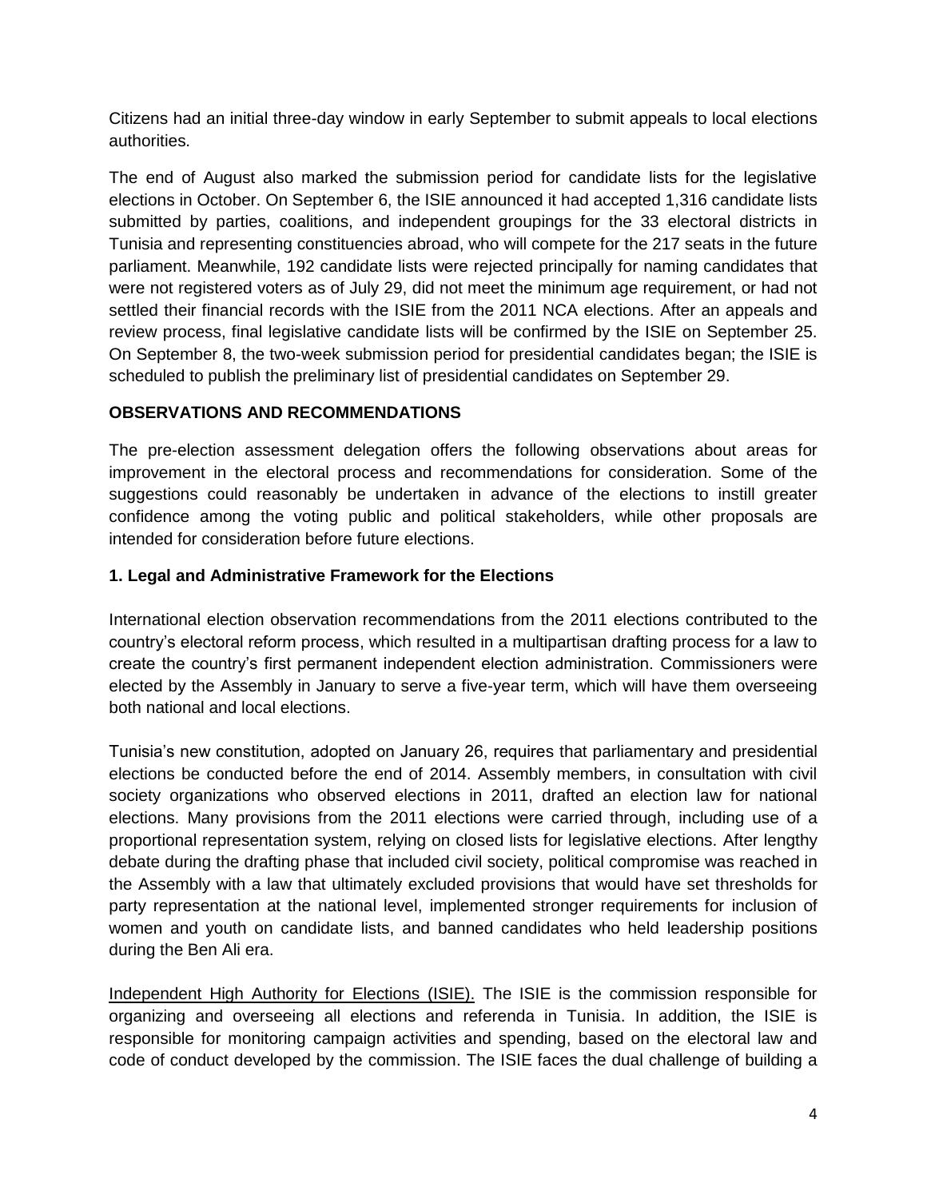Citizens had an initial three-day window in early September to submit appeals to local elections authorities.

The end of August also marked the submission period for candidate lists for the legislative elections in October. On September 6, the ISIE announced it had accepted 1,316 candidate lists submitted by parties, coalitions, and independent groupings for the 33 electoral districts in Tunisia and representing constituencies abroad, who will compete for the 217 seats in the future parliament. Meanwhile, 192 candidate lists were rejected principally for naming candidates that were not registered voters as of July 29, did not meet the minimum age requirement, or had not settled their financial records with the ISIE from the 2011 NCA elections. After an appeals and review process, final legislative candidate lists will be confirmed by the ISIE on September 25. On September 8, the two-week submission period for presidential candidates began; the ISIE is scheduled to publish the preliminary list of presidential candidates on September 29.

## OBSERVATIONS AND RECOMMENDATIONS

The pre-election assessment delegation offers the following observations about areas for improvement in the electoral process and recommendations for consideration. Some of the suggestions could reasonably be undertaken in advance of the elections to instill greater confidence among the voting public and political stakeholders, while other proposals are intended for consideration before future elections.

### 1. Legal and Administrative Framework for the Elections

International election observation recommendations from the 2011 elections contributed to the country's electoral reform process, which resulted in a multipartisan drafting process for a law to create the country's first permanent independent election administration. Commissioners were elected by the Assembly in January to serve a five-year term, which will have them overseeing both national and local elections.

Tunisia's new constitution, adopted on January 26, requires that parliamentary and presidential elections be conducted before the end of 2014. Assembly members, in consultation with civil society organizations who observed elections in 2011, drafted an election law for national elections. Many provisions from the 2011 elections were carried through, including use of a proportional representation system, relying on closed lists for legislative elections. After lengthy debate during the drafting phase that included civil society, political compromise was reached in the Assembly with a law that ultimately excluded provisions that would have set thresholds for party representation at the national level, implemented stronger requirements for inclusion of women and youth on candidate lists, and banned candidates who held leadership positions during the Ben Ali era.

Independent High Authority for Elections (ISIE). The ISIE is the commission responsible for organizing and overseeing all elections and referenda in Tunisia. In addition, the ISIE is responsible for monitoring campaign activities and spending, based on the electoral law and code of conduct developed by the commission. The ISIE faces the dual challenge of building a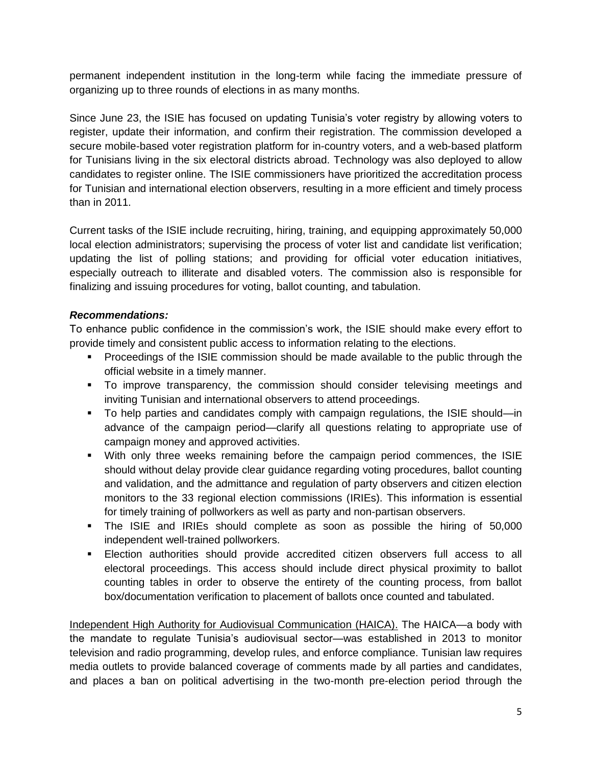permanent independent institution in the long-term while facing the immediate pressure of organizing up to three rounds of elections in as many months.

Since June 23, the ISIE has focused on updating Tunisia's voter registry by allowing voters to register, update their information, and confirm their registration. The commission developed a secure mobile-based voter registration platform for in-country voters, and a web-based platform for Tunisians living in the six electoral districts abroad. Technology was also deployed to allow candidates to register online. The ISIE commissioners have prioritized the accreditation process for Tunisian and international election observers, resulting in a more efficient and timely process than in 2011.

Current tasks of the ISIE include recruiting, hiring, training, and equipping approximately 50,000 local election administrators; supervising the process of voter list and candidate list verification; updating the list of polling stations; and providing for official voter education initiatives, especially outreach to illiterate and disabled voters. The commission also is responsible for finalizing and issuing procedures for voting, ballot counting, and tabulation.

***Recommendations:***

To enhance public confidence in the commission's work, the ISIE should make every effort to provide timely and consistent public access to information relating to the elections.

- Proceedings of the ISIE commission should be made available to the public through the official website in a timely manner.
- To improve transparency, the commission should consider televising meetings and inviting Tunisian and international observers to attend proceedings.
- To help parties and candidates comply with campaign regulations, the ISIE should—in advance of the campaign period—clarify all questions relating to appropriate use of campaign money and approved activities.
- With only three weeks remaining before the campaign period commences, the ISIE should without delay provide clear guidance regarding voting procedures, ballot counting and validation, and the admittance and regulation of party observers and citizen election monitors to the 33 regional election commissions (IRIEs). This information is essential for timely training of pollworkers as well as party and non-partisan observers.
- The ISIE and IRIEs should complete as soon as possible the hiring of 50,000 independent well-trained pollworkers.
- Election authorities should provide accredited citizen observers full access to all electoral proceedings. This access should include direct physical proximity to ballot counting tables in order to observe the entirety of the counting process, from ballot box/documentation verification to placement of ballots once counted and tabulated.

<u>Independent High Authority for Audiovisual Communication (HAICA).</u> The HAICA—a body with the mandate to regulate Tunisia's audiovisual sector—was established in 2013 to monitor television and radio programming, develop rules, and enforce compliance. Tunisian law requires media outlets to provide balanced coverage of comments made by all parties and candidates, and places a ban on political advertising in the two-month pre-election period through the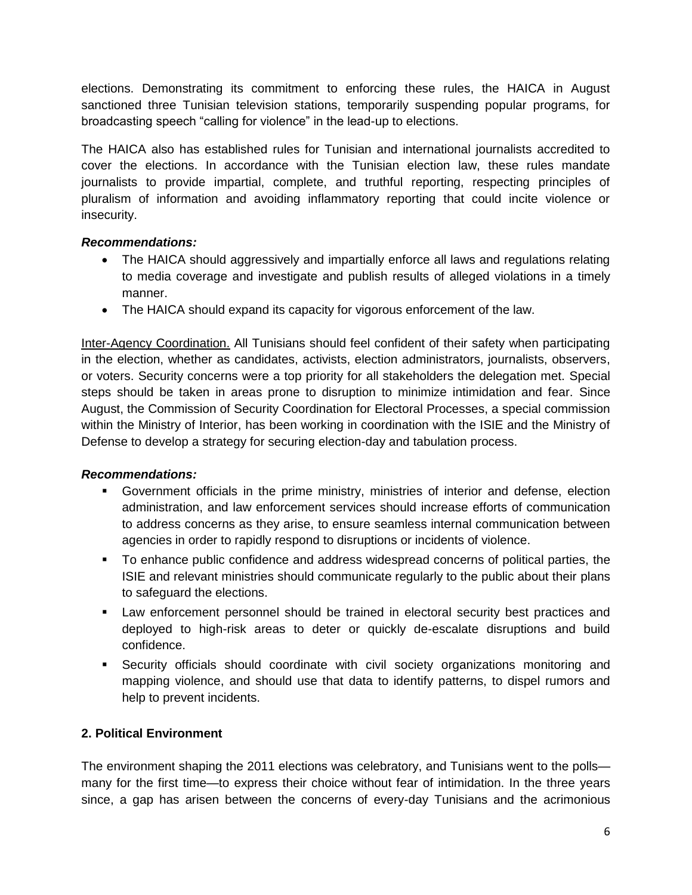elections. Demonstrating its commitment to enforcing these rules, the HAICA in August sanctioned three Tunisian television stations, temporarily suspending popular programs, for broadcasting speech "calling for violence" in the lead-up to elections.

The HAICA also has established rules for Tunisian and international journalists accredited to cover the elections. In accordance with the Tunisian election law, these rules mandate journalists to provide impartial, complete, and truthful reporting, respecting principles of pluralism of information and avoiding inflammatory reporting that could incite violence or insecurity.

***Recommendations:***

- The HAICA should aggressively and impartially enforce all laws and regulations relating to media coverage and investigate and publish results of alleged violations in a timely manner.
- The HAICA should expand its capacity for vigorous enforcement of the law.

<u>Inter-Agency Coordination.</u> All Tunisians should feel confident of their safety when participating in the election, whether as candidates, activists, election administrators, journalists, observers, or voters. Security concerns were a top priority for all stakeholders the delegation met. Special steps should be taken in areas prone to disruption to minimize intimidation and fear. Since August, the Commission of Security Coordination for Electoral Processes, a special commission within the Ministry of Interior, has been working in coordination with the ISIE and the Ministry of Defense to develop a strategy for securing election-day and tabulation process.

***Recommendations:***

- Government officials in the prime ministry, ministries of interior and defense, election administration, and law enforcement services should increase efforts of communication to address concerns as they arise, to ensure seamless internal communication between agencies in order to rapidly respond to disruptions or incidents of violence.
- To enhance public confidence and address widespread concerns of political parties, the ISIE and relevant ministries should communicate regularly to the public about their plans to safeguard the elections.
- Law enforcement personnel should be trained in electoral security best practices and deployed to high-risk areas to deter or quickly de-escalate disruptions and build confidence.
- Security officials should coordinate with civil society organizations monitoring and mapping violence, and should use that data to identify patterns, to dispel rumors and help to prevent incidents.

**2. Political Environment**

The environment shaping the 2011 elections was celebratory, and Tunisians went to the polls—many for the first time—to express their choice without fear of intimidation. In the three years since, a gap has arisen between the concerns of every-day Tunisians and the acrimonious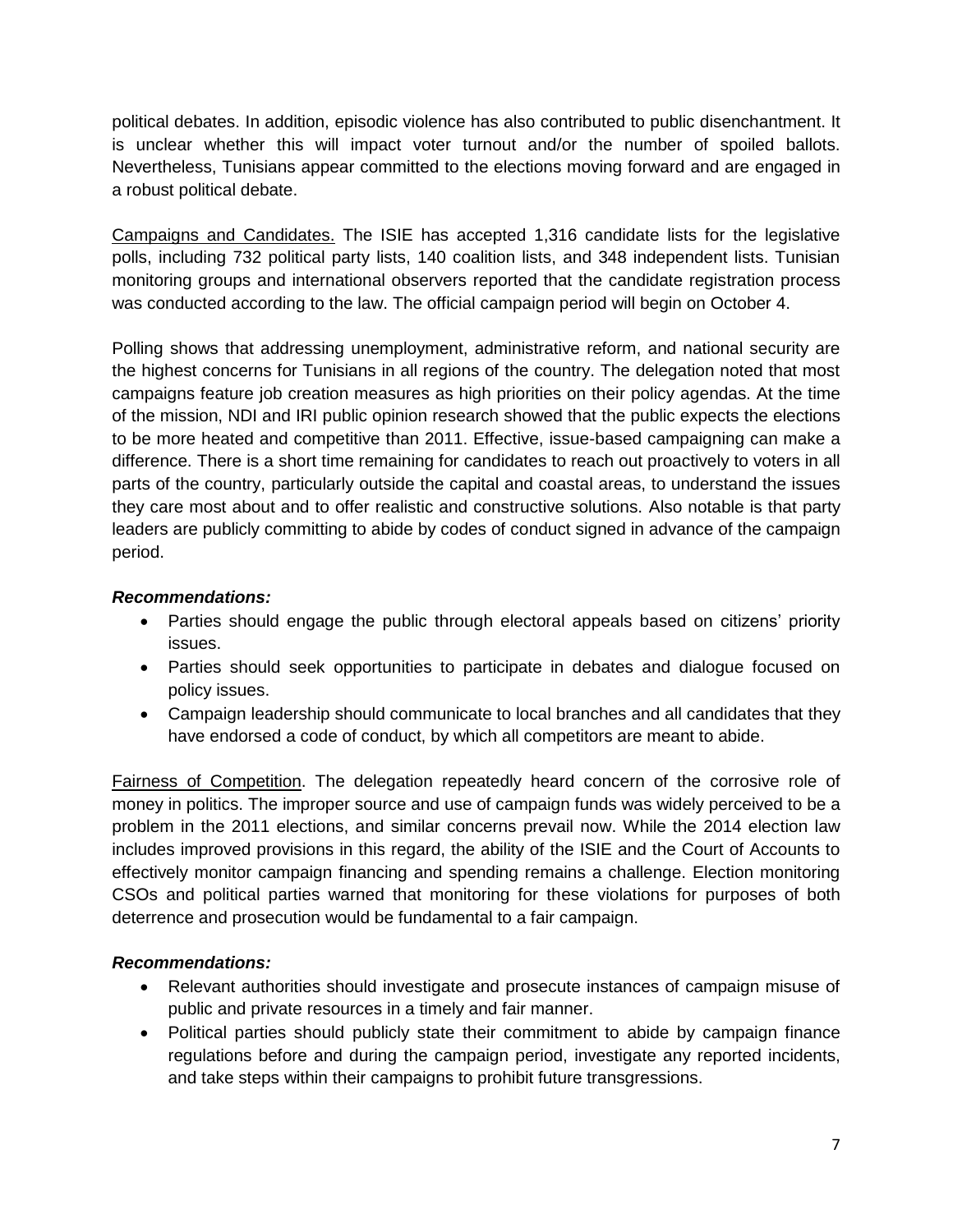political debates. In addition, episodic violence has also contributed to public disenchantment. It is unclear whether this will impact voter turnout and/or the number of spoiled ballots. Nevertheless, Tunisians appear committed to the elections moving forward and are engaged in a robust political debate.

Campaigns and Candidates. The ISIE has accepted 1,316 candidate lists for the legislative polls, including 732 political party lists, 140 coalition lists, and 348 independent lists. Tunisian monitoring groups and international observers reported that the candidate registration process was conducted according to the law. The official campaign period will begin on October 4.

Polling shows that addressing unemployment, administrative reform, and national security are the highest concerns for Tunisians in all regions of the country. The delegation noted that most campaigns feature job creation measures as high priorities on their policy agendas. At the time of the mission, NDI and IRI public opinion research showed that the public expects the elections to be more heated and competitive than 2011. Effective, issue-based campaigning can make a difference. There is a short time remaining for candidates to reach out proactively to voters in all parts of the country, particularly outside the capital and coastal areas, to understand the issues they care most about and to offer realistic and constructive solutions. Also notable is that party leaders are publicly committing to abide by codes of conduct signed in advance of the campaign period.

***Recommendations:***

- Parties should engage the public through electoral appeals based on citizens' priority issues.
- Parties should seek opportunities to participate in debates and dialogue focused on policy issues.
- Campaign leadership should communicate to local branches and all candidates that they have endorsed a code of conduct, by which all competitors are meant to abide.

Fairness of Competition. The delegation repeatedly heard concern of the corrosive role of money in politics. The improper source and use of campaign funds was widely perceived to be a problem in the 2011 elections, and similar concerns prevail now. While the 2014 election law includes improved provisions in this regard, the ability of the ISIE and the Court of Accounts to effectively monitor campaign financing and spending remains a challenge. Election monitoring CSOs and political parties warned that monitoring for these violations for purposes of both deterrence and prosecution would be fundamental to a fair campaign.

***Recommendations:***

- Relevant authorities should investigate and prosecute instances of campaign misuse of public and private resources in a timely and fair manner.
- Political parties should publicly state their commitment to abide by campaign finance regulations before and during the campaign period, investigate any reported incidents, and take steps within their campaigns to prohibit future transgressions.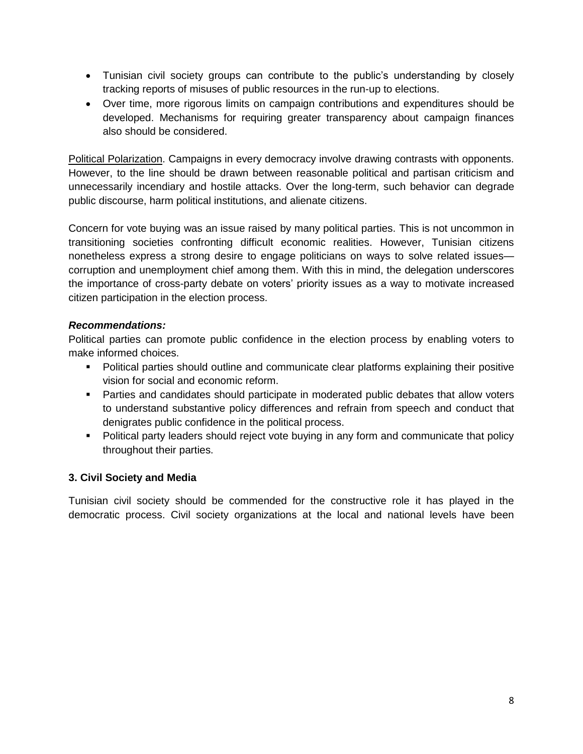- Tunisian civil society groups can contribute to the public's understanding by closely tracking reports of misuses of public resources in the run-up to elections.
- Over time, more rigorous limits on campaign contributions and expenditures should be developed. Mechanisms for requiring greater transparency about campaign finances also should be considered.

<u>Political Polarization</u>. Campaigns in every democracy involve drawing contrasts with opponents. However, to the line should be drawn between reasonable political and partisan criticism and unnecessarily incendiary and hostile attacks. Over the long-term, such behavior can degrade public discourse, harm political institutions, and alienate citizens.

Concern for vote buying was an issue raised by many political parties. This is not uncommon in transitioning societies confronting difficult economic realities. However, Tunisian citizens nonetheless express a strong desire to engage politicians on ways to solve related issues—corruption and unemployment chief among them. With this in mind, the delegation underscores the importance of cross-party debate on voters' priority issues as a way to motivate increased citizen participation in the election process.

***Recommendations:***

Political parties can promote public confidence in the election process by enabling voters to make informed choices.

- Political parties should outline and communicate clear platforms explaining their positive vision for social and economic reform.
- Parties and candidates should participate in moderated public debates that allow voters to understand substantive policy differences and refrain from speech and conduct that denigrates public confidence in the political process.
- Political party leaders should reject vote buying in any form and communicate that policy throughout their parties.

### 3. Civil Society and Media

Tunisian civil society should be commended for the constructive role it has played in the democratic process. Civil society organizations at the local and national levels have been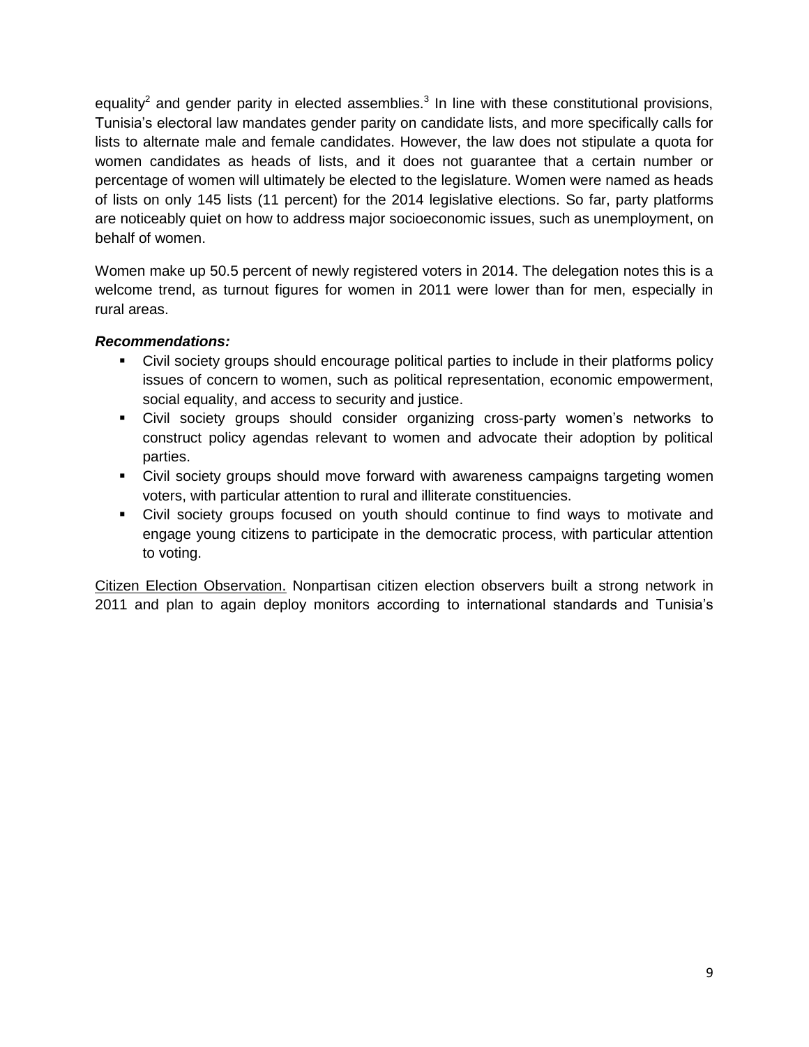equality[2] and gender parity in elected assemblies.[3] In line with these constitutional provisions, Tunisia's electoral law mandates gender parity on candidate lists, and more specifically calls for lists to alternate male and female candidates. However, the law does not stipulate a quota for women candidates as heads of lists, and it does not guarantee that a certain number or percentage of women will ultimately be elected to the legislature. Women were named as heads of lists on only 145 lists (11 percent) for the 2014 legislative elections. So far, party platforms are noticeably quiet on how to address major socioeconomic issues, such as unemployment, on behalf of women.

Women make up 50.5 percent of newly registered voters in 2014. The delegation notes this is a welcome trend, as turnout figures for women in 2011 were lower than for men, especially in rural areas.

***Recommendations:***

- Civil society groups should encourage political parties to include in their platforms policy issues of concern to women, such as political representation, economic empowerment, social equality, and access to security and justice.
- Civil society groups should consider organizing cross-party women's networks to construct policy agendas relevant to women and advocate their adoption by political parties.
- Civil society groups should move forward with awareness campaigns targeting women voters, with particular attention to rural and illiterate constituencies.
- Civil society groups focused on youth should continue to find ways to motivate and engage young citizens to participate in the democratic process, with particular attention to voting.

<u>Citizen Election Observation.</u> Nonpartisan citizen election observers built a strong network in 2011 and plan to again deploy monitors according to international standards and Tunisia's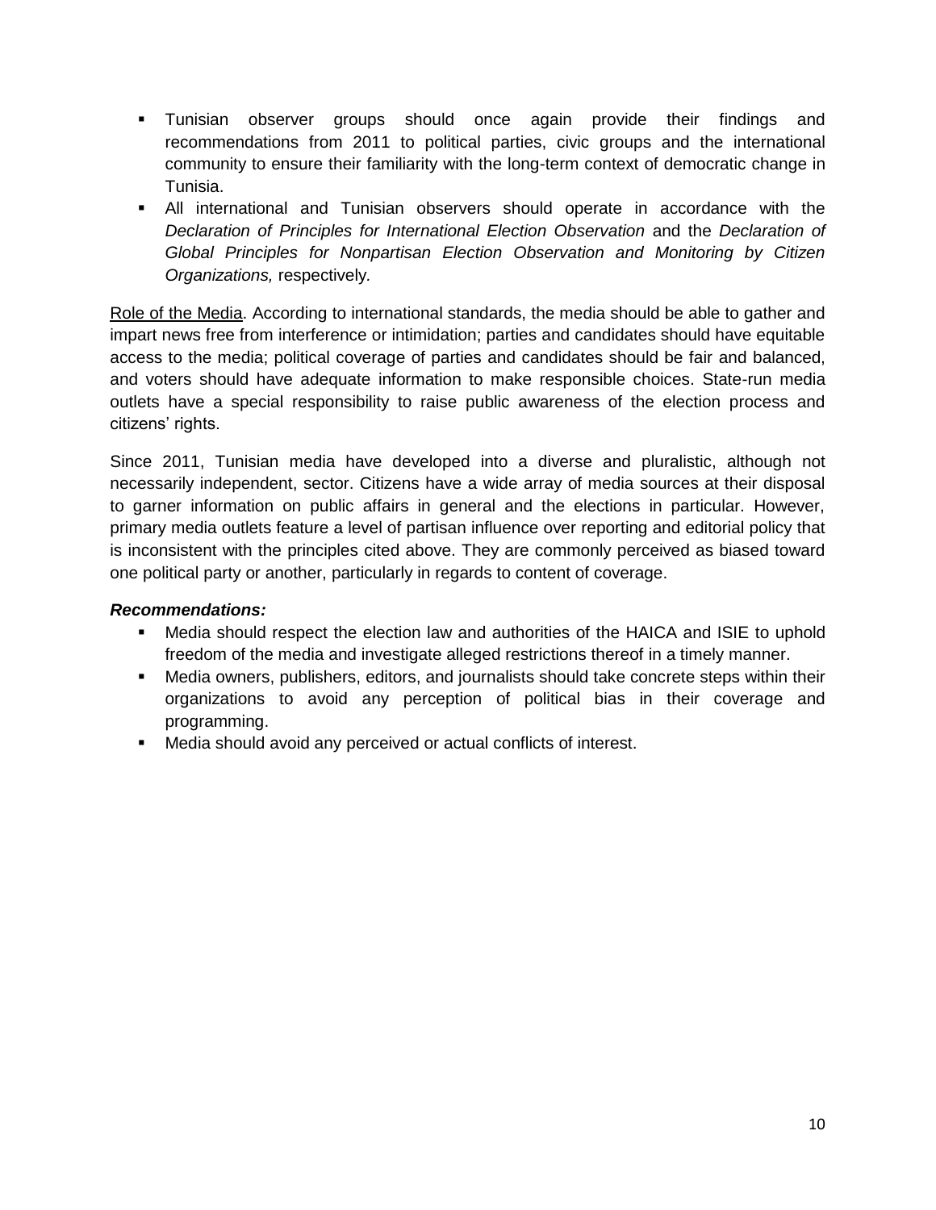- Tunisian observer groups should once again provide their findings and recommendations from 2011 to political parties, civic groups and the international community to ensure their familiarity with the long-term context of democratic change in Tunisia.
- All international and Tunisian observers should operate in accordance with the *Declaration of Principles for International Election Observation* and the *Declaration of Global Principles for Nonpartisan Election Observation and Monitoring by Citizen Organizations,* respectively.

<u>Role of the Media</u>. According to international standards, the media should be able to gather and impart news free from interference or intimidation; parties and candidates should have equitable access to the media; political coverage of parties and candidates should be fair and balanced, and voters should have adequate information to make responsible choices. State-run media outlets have a special responsibility to raise public awareness of the election process and citizens' rights.

Since 2011, Tunisian media have developed into a diverse and pluralistic, although not necessarily independent, sector. Citizens have a wide array of media sources at their disposal to garner information on public affairs in general and the elections in particular. However, primary media outlets feature a level of partisan influence over reporting and editorial policy that is inconsistent with the principles cited above. They are commonly perceived as biased toward one political party or another, particularly in regards to content of coverage.

***Recommendations:***

- Media should respect the election law and authorities of the HAICA and ISIE to uphold freedom of the media and investigate alleged restrictions thereof in a timely manner.
- Media owners, publishers, editors, and journalists should take concrete steps within their organizations to avoid any perception of political bias in their coverage and programming.
- Media should avoid any perceived or actual conflicts of interest.